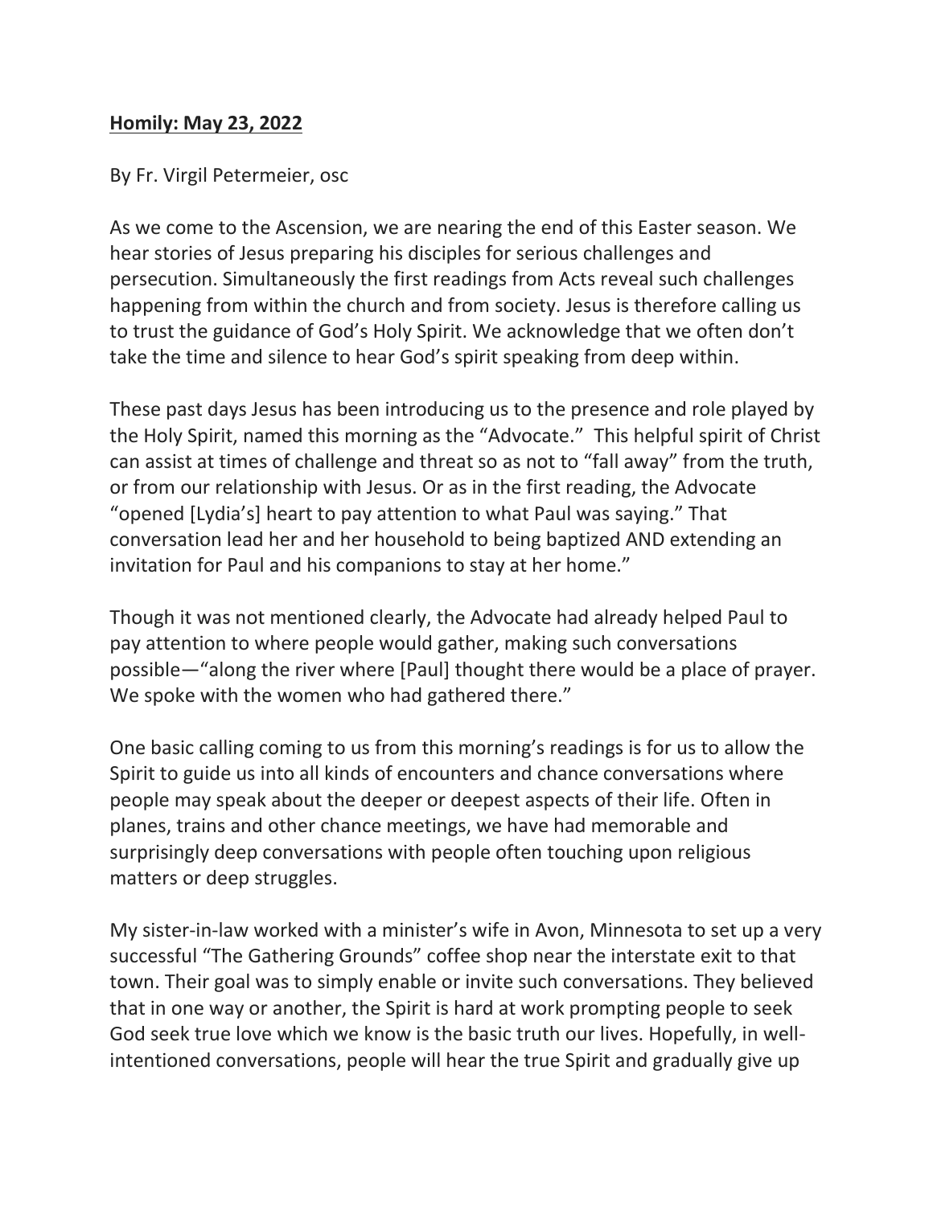**Homily: May 23, 2022**

By Fr. Virgil Petermeier, osc

As we come to the Ascension, we are nearing the end of this Easter season. We hear stories of Jesus preparing his disciples for serious challenges and persecution. Simultaneously the first readings from Acts reveal such challenges happening from within the church and from society. Jesus is therefore calling us to trust the guidance of God's Holy Spirit. We acknowledge that we often don't take the time and silence to hear God's spirit speaking from deep within.

These past days Jesus has been introducing us to the presence and role played by the Holy Spirit, named this morning as the "Advocate." This helpful spirit of Christ can assist at times of challenge and threat so as not to "fall away" from the truth, or from our relationship with Jesus. Or as in the first reading, the Advocate "opened [Lydia's] heart to pay attention to what Paul was saying." That conversation lead her and her household to being baptized AND extending an invitation for Paul and his companions to stay at her home."

Though it was not mentioned clearly, the Advocate had already helped Paul to pay attention to where people would gather, making such conversations possible—"along the river where [Paul] thought there would be a place of prayer. We spoke with the women who had gathered there."

One basic calling coming to us from this morning's readings is for us to allow the Spirit to guide us into all kinds of encounters and chance conversations where people may speak about the deeper or deepest aspects of their life. Often in planes, trains and other chance meetings, we have had memorable and surprisingly deep conversations with people often touching upon religious matters or deep struggles.

My sister-in-law worked with a minister's wife in Avon, Minnesota to set up a very successful "The Gathering Grounds" coffee shop near the interstate exit to that town. Their goal was to simply enable or invite such conversations. They believed that in one way or another, the Spirit is hard at work prompting people to seek God seek true love which we know is the basic truth our lives. Hopefully, in well-intentioned conversations, people will hear the true Spirit and gradually give up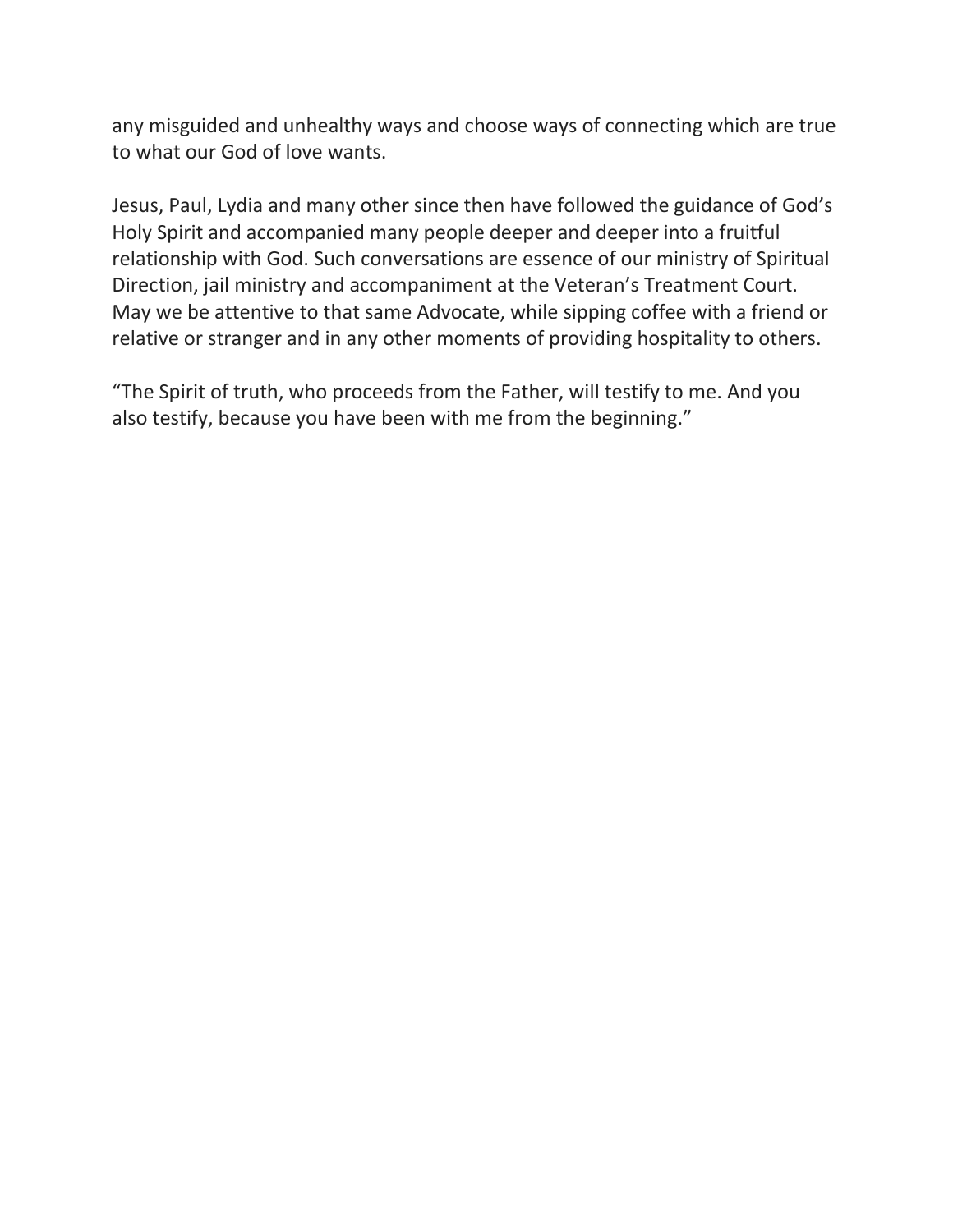any misguided and unhealthy ways and choose ways of connecting which are true to what our God of love wants.

Jesus, Paul, Lydia and many other since then have followed the guidance of God's Holy Spirit and accompanied many people deeper and deeper into a fruitful relationship with God. Such conversations are essence of our ministry of Spiritual Direction, jail ministry and accompaniment at the Veteran's Treatment Court. May we be attentive to that same Advocate, while sipping coffee with a friend or relative or stranger and in any other moments of providing hospitality to others.

"The Spirit of truth, who proceeds from the Father, will testify to me. And you also testify, because you have been with me from the beginning."